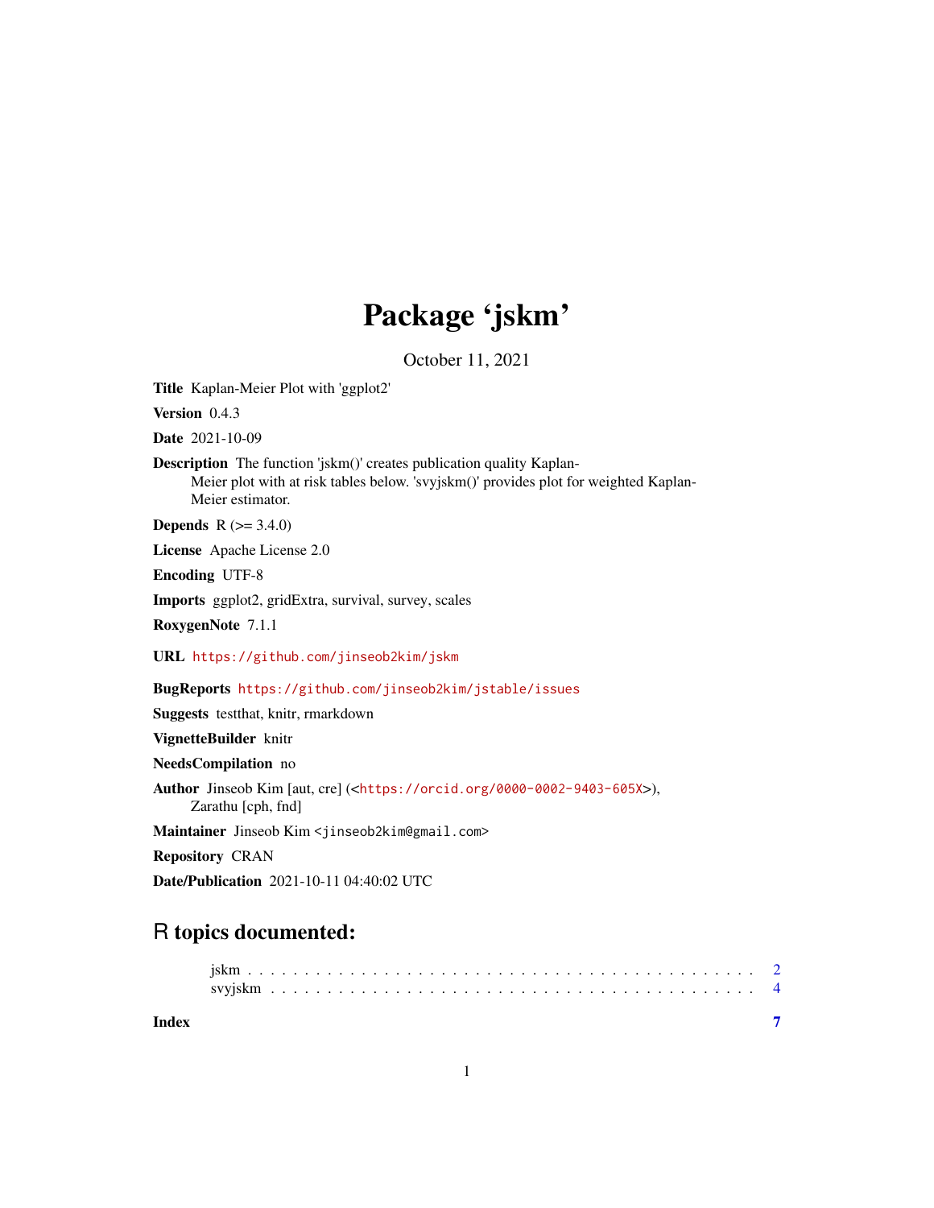# Package 'jskm'

October 11, 2021

**Title** Kaplan-Meier Plot with 'ggplot2'

**Version** 0.4.3

**Date** 2021-10-09

**Description** The function 'jskm()' creates publication quality Kaplan-Meier plot with at risk tables below. 'svyjskm()' provides plot for weighted Kaplan-Meier estimator.

**Depends** R (>= 3.4.0)

**License** Apache License 2.0

**Encoding** UTF-8

**Imports** ggplot2, gridExtra, survival, survey, scales

**RoxygenNote** 7.1.1

**URL** https://github.com/jinseob2kim/jskm

**BugReports** https://github.com/jinseob2kim/jstable/issues

**Suggests** testthat, knitr, rmarkdown

**VignetteBuilder** knitr

**NeedsCompilation** no

**Author** Jinseob Kim [aut, cre] (<https://orcid.org/0000-0002-9403-605X>), Zarathu [cph, fnd]

**Maintainer** Jinseob Kim <jinseob2kim@gmail.com>

**Repository** CRAN

**Date/Publication** 2021-10-11 04:40:02 UTC

## R topics documented:

jskm . . . . . . . . . . . . . . . . . . . . . . . . . . . . . . . . . . . . . . . . . 2
svyjskm . . . . . . . . . . . . . . . . . . . . . . . . . . . . . . . . . . . . . . . 4

**Index** 7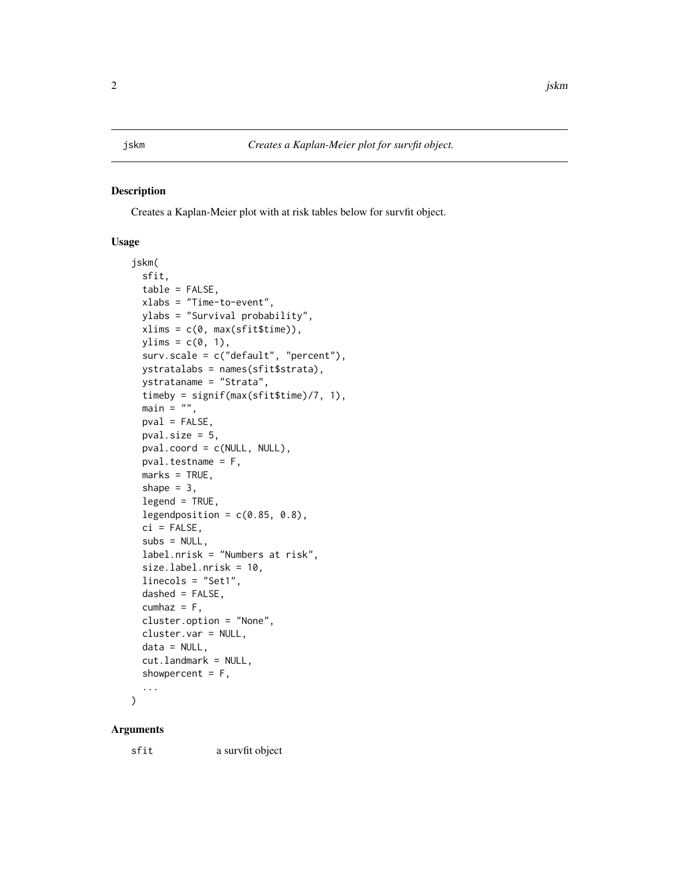jskm *Creates a Kaplan-Meier plot for survfit object.*

## Description

Creates a Kaplan-Meier plot with at risk tables below for survfit object.

## Usage

```
jskm(
  sfit,
  table = FALSE,
  xlabs = "Time-to-event",
  ylabs = "Survival probability",
  xlims = c(0, max(sfit$time)),
  ylims = c(0, 1),
  surv.scale = c("default", "percent"),
  ystratalabs = names(sfit$strata),
  ystrataname = "Strata",
  timeby = signif(max(sfit$time)/7, 1),
  main = "",
  pval = FALSE,
  pval.size = 5,
  pval.coord = c(NULL, NULL),
  pval.testname = F,
  marks = TRUE,
  shape = 3,
  legend = TRUE,
  legendposition = c(0.85, 0.8),
  ci = FALSE,
  subs = NULL,
  label.nrisk = "Numbers at risk",
  size.label.nrisk = 10,
  linecols = "Set1",
  dashed = FALSE,
  cumhaz = F,
  cluster.option = "None",
  cluster.var = NULL,
  data = NULL,
  cut.landmark = NULL,
  showpercent = F,
  ...
)
```

## Arguments

| | |
|---|---|
| sfit | a survfit object |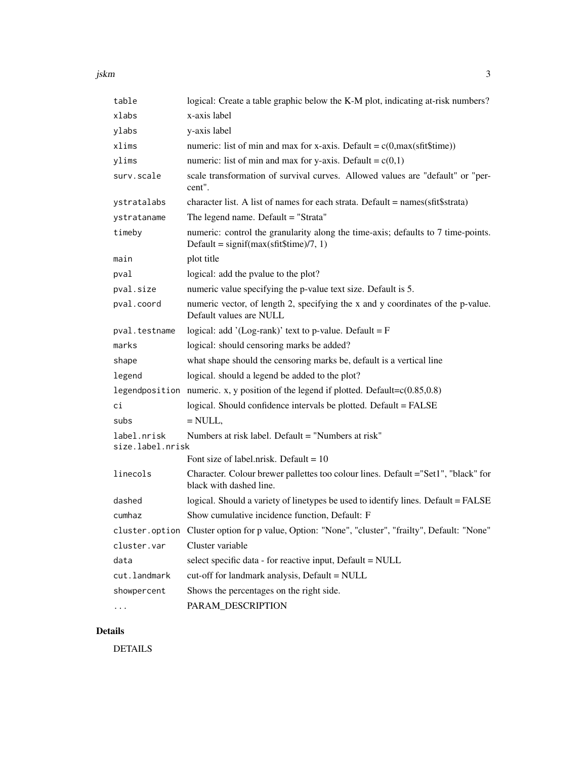| | |
|---|---|
| table | logical: Create a table graphic below the K-M plot, indicating at-risk numbers? |
| xlabs | x-axis label |
| ylabs | y-axis label |
| xlims | numeric: list of min and max for x-axis. Default = c(0,max(sfit$time)) |
| ylims | numeric: list of min and max for y-axis. Default = c(0,1) |
| surv.scale | scale transformation of survival curves. Allowed values are "default" or "percent". |
| ystratalabs | character list. A list of names for each strata. Default = names(sfit$strata) |
| ystrataname | The legend name. Default = "Strata" |
| timeby | numeric: control the granularity along the time-axis; defaults to 7 time-points. Default = signif(max(sfit$time)/7, 1) |
| main | plot title |
| pval | logical: add the pvalue to the plot? |
| pval.size | numeric value specifying the p-value text size. Default is 5. |
| pval.coord | numeric vector, of length 2, specifying the x and y coordinates of the p-value. Default values are NULL |
| pval.testname | logical: add '(Log-rank)' text to p-value. Default = F |
| marks | logical: should censoring marks be added? |
| shape | what shape should the censoring marks be, default is a vertical line |
| legend | logical. should a legend be added to the plot? |
| legendposition | numeric. x, y position of the legend if plotted. Default=c(0.85,0.8) |
| ci | logical. Should confidence intervals be plotted. Default = FALSE |
| subs | = NULL, |
| label.nrisk | Numbers at risk label. Default = "Numbers at risk" |
| size.label.nrisk | Font size of label.nrisk. Default = 10 |
| linecols | Character. Colour brewer pallettes too colour lines. Default ="Set1", "black" for black with dashed line. |
| dashed | logical. Should a variety of linetypes be used to identify lines. Default = FALSE |
| cumhaz | Show cumulative incidence function, Default: F |
| cluster.option | Cluster option for p value, Option: "None", "cluster", "frailty", Default: "None" |
| cluster.var | Cluster variable |
| data | select specific data - for reactive input, Default = NULL |
| cut.landmark | cut-off for landmark analysis, Default = NULL |
| showpercent | Shows the percentages on the right side. |
| ... | PARAM_DESCRIPTION |

## Details

DETAILS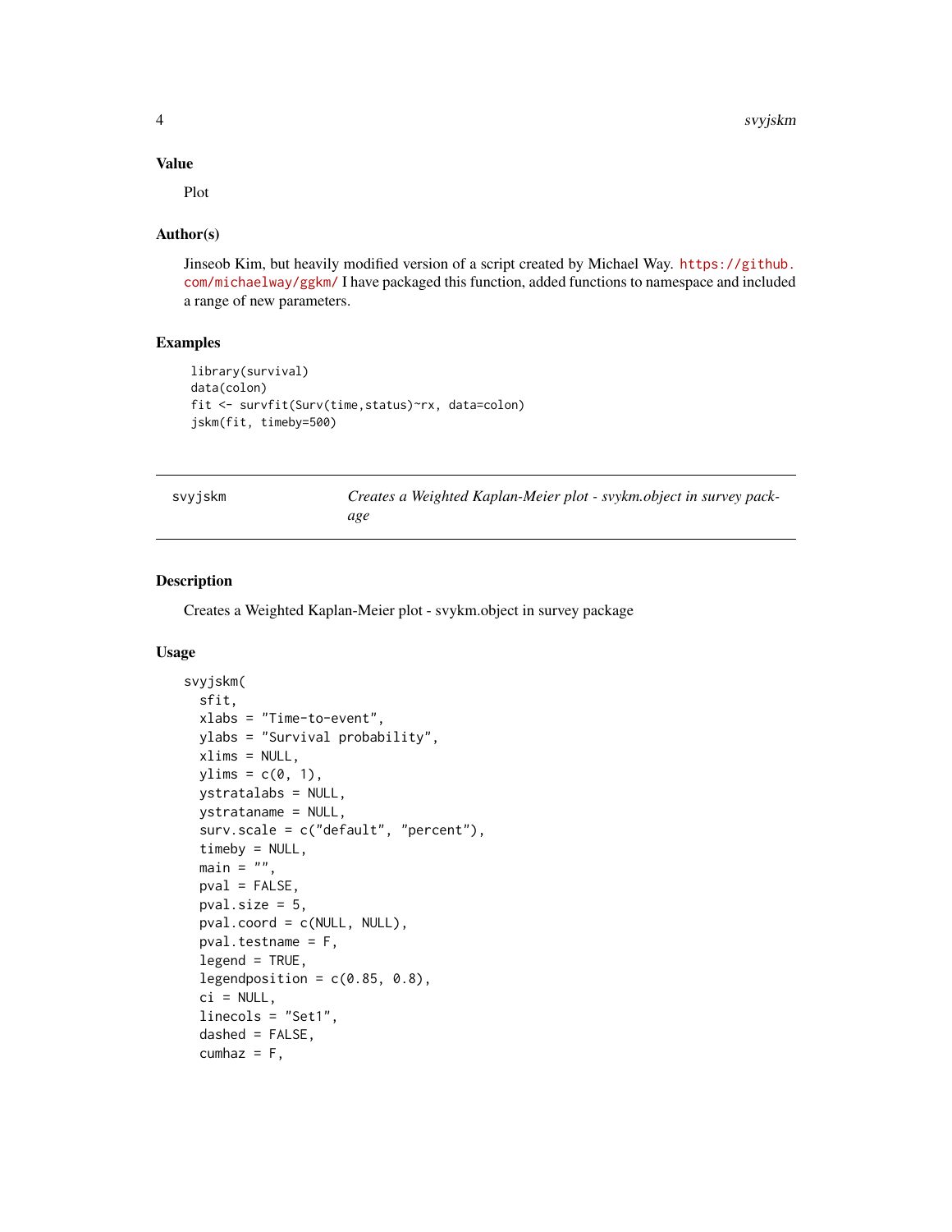## Value

Plot

## Author(s)

Jinseob Kim, but heavily modified version of a script created by Michael Way. https://github.com/michaelway/ggkm/ I have packaged this function, added functions to namespace and included a range of new parameters.

## Examples

```
library(survival)
data(colon)
fit <- survfit(Surv(time,status)~rx, data=colon)
jskm(fit, timeby=500)
```

---

# svyjskm — *Creates a Weighted Kaplan-Meier plot - svykm.object in survey package*

---

## Description

Creates a Weighted Kaplan-Meier plot - svykm.object in survey package

## Usage

```
svyjskm(
  sfit,
  xlabs = "Time-to-event",
  ylabs = "Survival probability",
  xlims = NULL,
  ylims = c(0, 1),
  ystratalabs = NULL,
  ystrataname = NULL,
  surv.scale = c("default", "percent"),
  timeby = NULL,
  main = "",
  pval = FALSE,
  pval.size = 5,
  pval.coord = c(NULL, NULL),
  pval.testname = F,
  legend = TRUE,
  legendposition = c(0.85, 0.8),
  ci = NULL,
  linecols = "Set1",
  dashed = FALSE,
  cumhaz = F,
```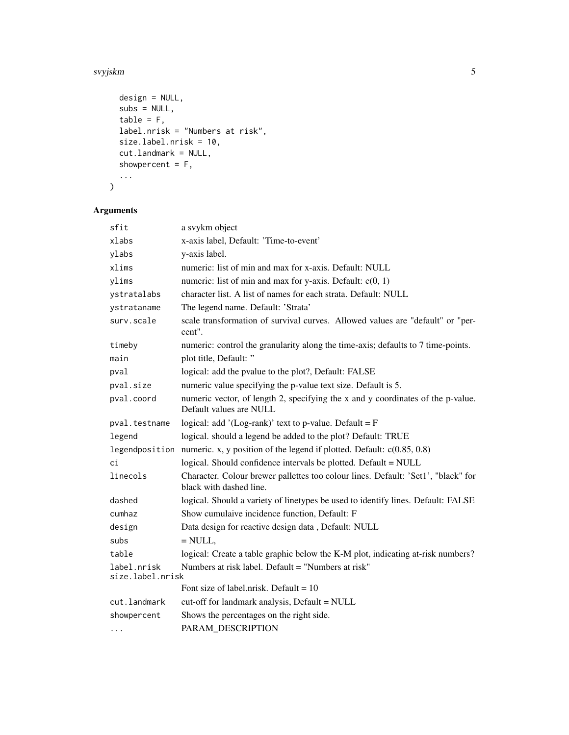```
  design = NULL,
  subs = NULL,
  table = F,
  label.nrisk = "Numbers at risk",
  size.label.nrisk = 10,
  cut.landmark = NULL,
  showpercent = F,
  ...
)
```

## Arguments

| | |
|---|---|
| sfit | a svykm object |
| xlabs | x-axis label, Default: 'Time-to-event' |
| ylabs | y-axis label. |
| xlims | numeric: list of min and max for x-axis. Default: NULL |
| ylims | numeric: list of min and max for y-axis. Default: c(0, 1) |
| ystratalabs | character list. A list of names for each strata. Default: NULL |
| ystrataname | The legend name. Default: 'Strata' |
| surv.scale | scale transformation of survival curves. Allowed values are "default" or "percent". |
| timeby | numeric: control the granularity along the time-axis; defaults to 7 time-points. |
| main | plot title, Default: " |
| pval | logical: add the pvalue to the plot?, Default: FALSE |
| pval.size | numeric value specifying the p-value text size. Default is 5. |
| pval.coord | numeric vector, of length 2, specifying the x and y coordinates of the p-value. Default values are NULL |
| pval.testname | logical: add '(Log-rank)' text to p-value. Default = F |
| legend | logical. should a legend be added to the plot? Default: TRUE |
| legendposition | numeric. x, y position of the legend if plotted. Default: c(0.85, 0.8) |
| ci | logical. Should confidence intervals be plotted. Default = NULL |
| linecols | Character. Colour brewer pallettes too colour lines. Default: 'Set1', "black" for black with dashed line. |
| dashed | logical. Should a variety of linetypes be used to identify lines. Default: FALSE |
| cumhaz | Show cumulaive incidence function, Default: F |
| design | Data design for reactive design data , Default: NULL |
| subs | = NULL, |
| table | logical: Create a table graphic below the K-M plot, indicating at-risk numbers? |
| label.nrisk | Numbers at risk label. Default = "Numbers at risk" |
| size.label.nrisk | Font size of label.nrisk. Default = 10 |
| cut.landmark | cut-off for landmark analysis, Default = NULL |
| showpercent | Shows the percentages on the right side. |
| ... | PARAM_DESCRIPTION |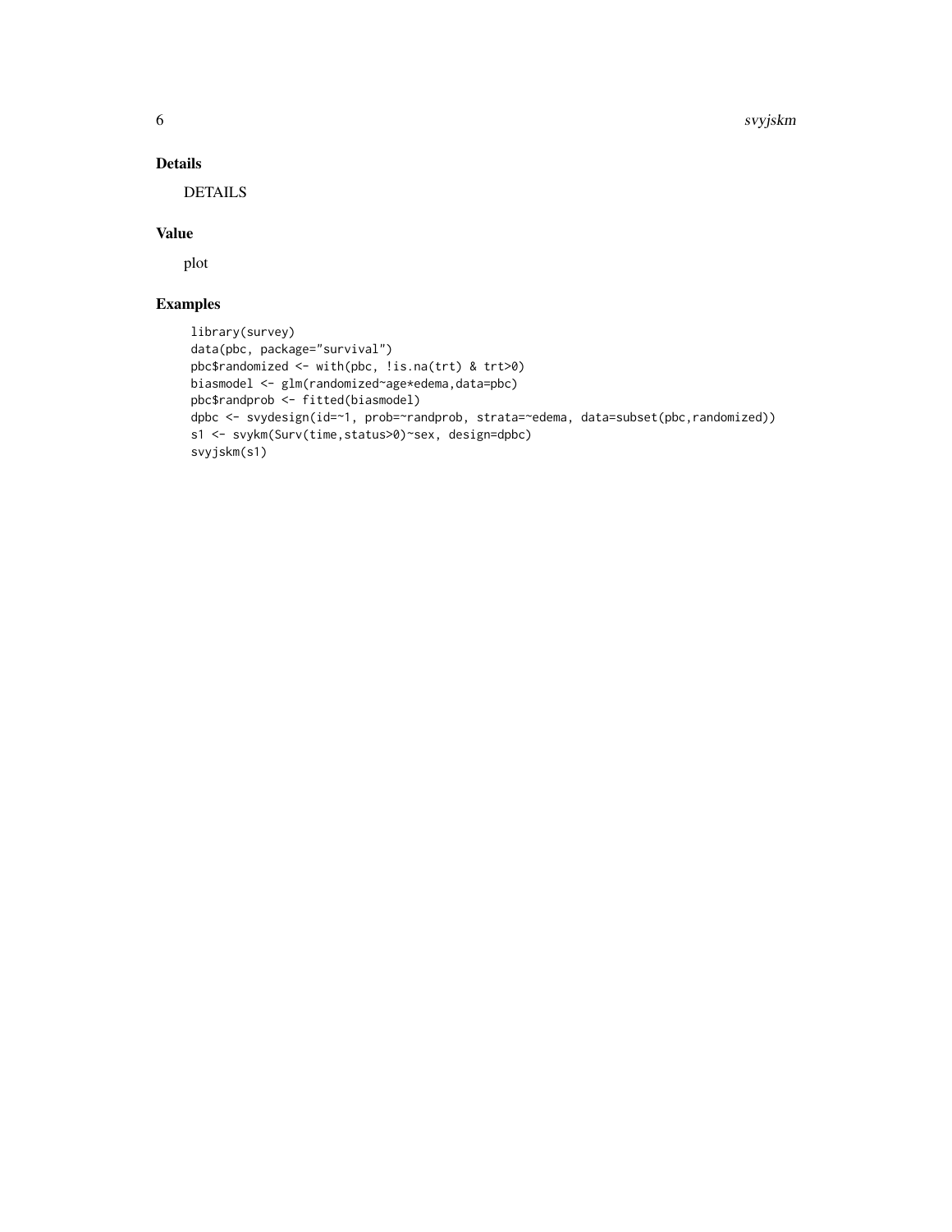## Details

DETAILS

## Value

plot

## Examples

```
library(survey)
data(pbc, package="survival")
pbc$randomized <- with(pbc, !is.na(trt) & trt>0)
biasmodel <- glm(randomized~age*edema,data=pbc)
pbc$randprob <- fitted(biasmodel)
dpbc <- svydesign(id=~1, prob=~randprob, strata=~edema, data=subset(pbc,randomized))
s1 <- svykm(Surv(time,status>0)~sex, design=dpbc)
svyjskm(s1)
```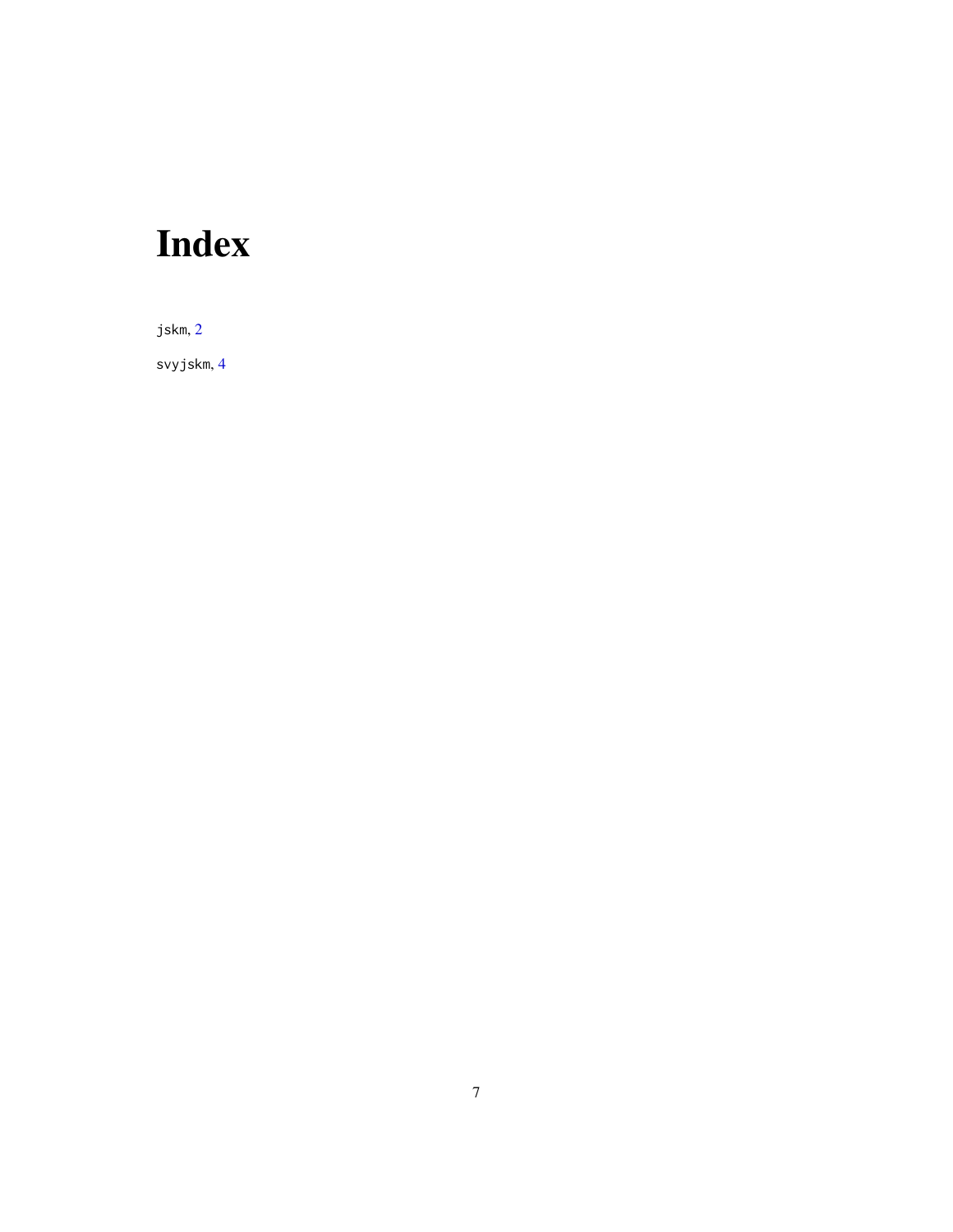# Index

jskm, 2

svyjskm, 4